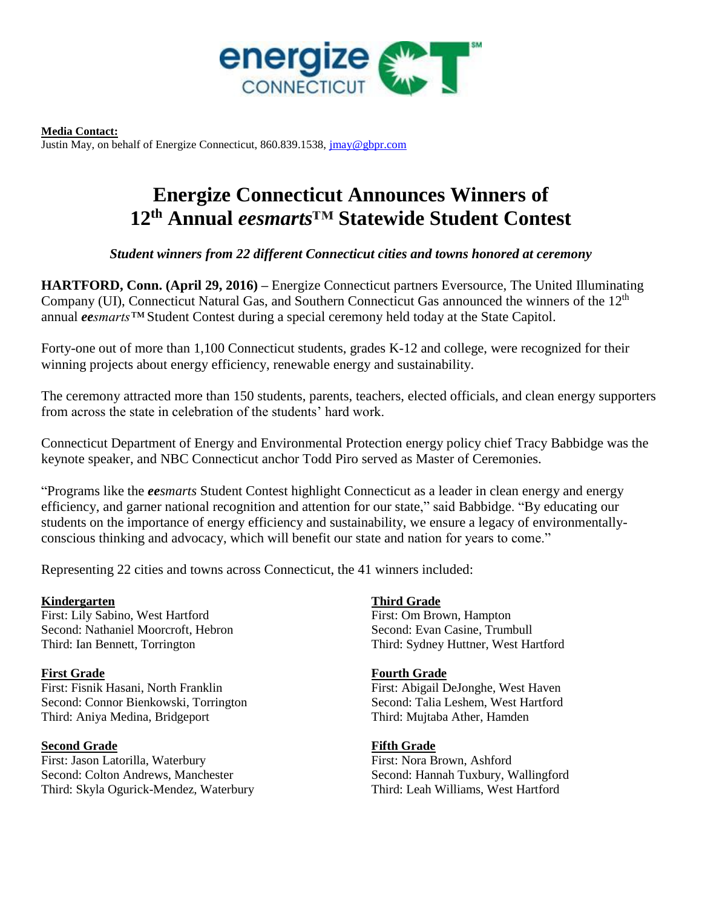**Media Contact:**
Justin May, on behalf of Energize Connecticut, 860.839.1538, jmay@gbpr.com

# Energize Connecticut Announces Winners of 12th Annual *eesmarts*™ Statewide Student Contest

***Student winners from 22 different Connecticut cities and towns honored at ceremony***

**HARTFORD, Conn. (April 29, 2016) –** Energize Connecticut partners Eversource, The United Illuminating Company (UI), Connecticut Natural Gas, and Southern Connecticut Gas announced the winners of the 12th annual ***ee****smarts*™ Student Contest during a special ceremony held today at the State Capitol.

Forty-one out of more than 1,100 Connecticut students, grades K-12 and college, were recognized for their winning projects about energy efficiency, renewable energy and sustainability.

The ceremony attracted more than 150 students, parents, teachers, elected officials, and clean energy supporters from across the state in celebration of the students' hard work.

Connecticut Department of Energy and Environmental Protection energy policy chief Tracy Babbidge was the keynote speaker, and NBC Connecticut anchor Todd Piro served as Master of Ceremonies.

"Programs like the ***ee****smarts* Student Contest highlight Connecticut as a leader in clean energy and energy efficiency, and garner national recognition and attention for our state," said Babbidge. "By educating our students on the importance of energy efficiency and sustainability, we ensure a legacy of environmentally-conscious thinking and advocacy, which will benefit our state and nation for years to come."

Representing 22 cities and towns across Connecticut, the 41 winners included:

**Kindergarten**
First: Lily Sabino, West Hartford
Second: Nathaniel Moorcroft, Hebron
Third: Ian Bennett, Torrington

**First Grade**
First: Fisnik Hasani, North Franklin
Second: Connor Bienkowski, Torrington
Third: Aniya Medina, Bridgeport

**Second Grade**
First: Jason Latorilla, Waterbury
Second: Colton Andrews, Manchester
Third: Skyla Ogurick-Mendez, Waterbury

**Third Grade**
First: Om Brown, Hampton
Second: Evan Casine, Trumbull
Third: Sydney Huttner, West Hartford

**Fourth Grade**
First: Abigail DeJonghe, West Haven
Second: Talia Leshem, West Hartford
Third: Mujtaba Ather, Hamden

**Fifth Grade**
First: Nora Brown, Ashford
Second: Hannah Tuxbury, Wallingford
Third: Leah Williams, West Hartford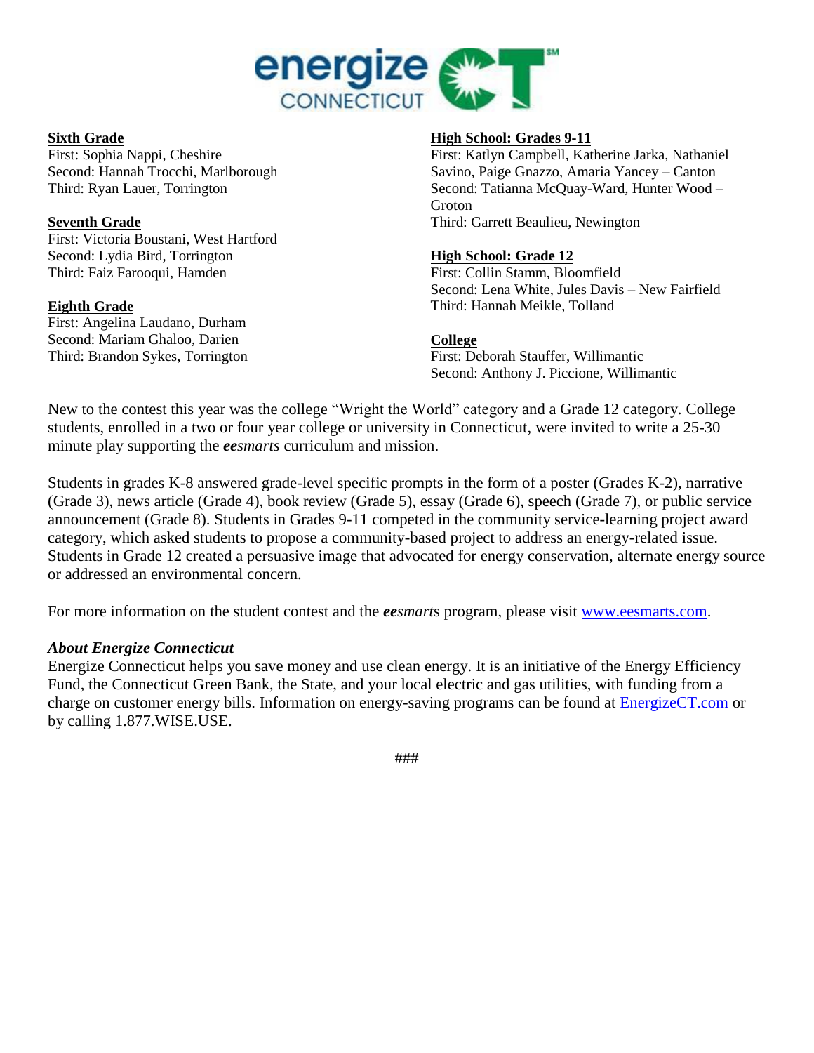**Sixth Grade**
First: Sophia Nappi, Cheshire
Second: Hannah Trocchi, Marlborough
Third: Ryan Lauer, Torrington

**Seventh Grade**
First: Victoria Boustani, West Hartford
Second: Lydia Bird, Torrington
Third: Faiz Farooqui, Hamden

**Eighth Grade**
First: Angelina Laudano, Durham
Second: Mariam Ghaloo, Darien
Third: Brandon Sykes, Torrington

**High School: Grades 9-11**
First: Katlyn Campbell, Katherine Jarka, Nathaniel Savino, Paige Gnazzo, Amaria Yancey – Canton
Second: Tatianna McQuay-Ward, Hunter Wood – Groton
Third: Garrett Beaulieu, Newington

**High School: Grade 12**
First: Collin Stamm, Bloomfield
Second: Lena White, Jules Davis – New Fairfield
Third: Hannah Meikle, Tolland

**College**
First: Deborah Stauffer, Willimantic
Second: Anthony J. Piccione, Willimantic

New to the contest this year was the college "Wright the World" category and a Grade 12 category. College students, enrolled in a two or four year college or university in Connecticut, were invited to write a 25-30 minute play supporting the ***ee**smarts* curriculum and mission.

Students in grades K-8 answered grade-level specific prompts in the form of a poster (Grades K-2), narrative (Grade 3), news article (Grade 4), book review (Grade 5), essay (Grade 6), speech (Grade 7), or public service announcement (Grade 8). Students in Grades 9-11 competed in the community service-learning project award category, which asked students to propose a community-based project to address an energy-related issue. Students in Grade 12 created a persuasive image that advocated for energy conservation, alternate energy source or addressed an environmental concern.

For more information on the student contest and the ***ee**smart*s program, please visit www.eesmarts.com.

***About Energize Connecticut***
Energize Connecticut helps you save money and use clean energy. It is an initiative of the Energy Efficiency Fund, the Connecticut Green Bank, the State, and your local electric and gas utilities, with funding from a charge on customer energy bills. Information on energy-saving programs can be found at EnergizeCT.com or by calling 1.877.WISE.USE.

###